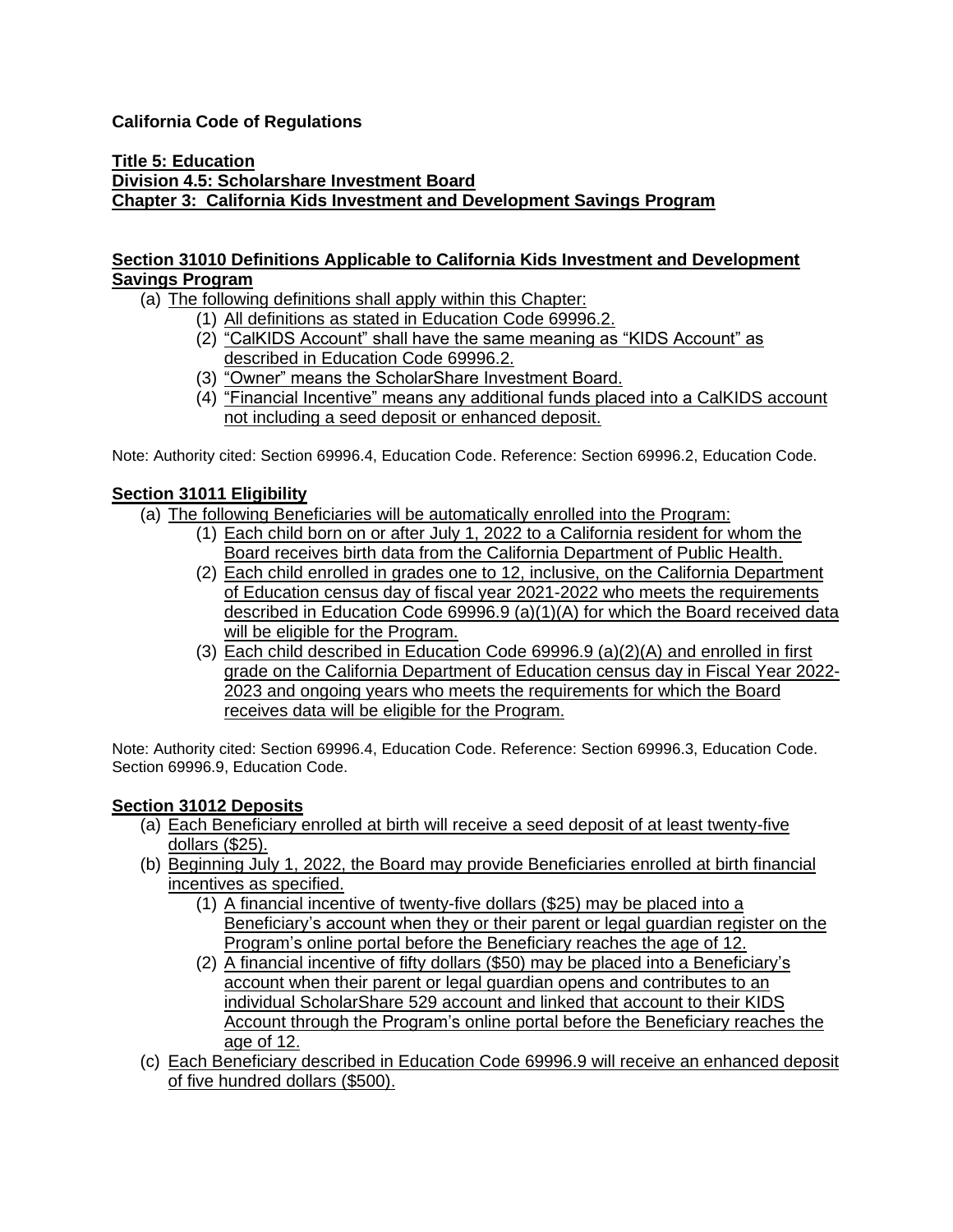**California Code of Regulations**

**Title 5: Education**
**Division 4.5: Scholarshare Investment Board**
**Chapter 3: California Kids Investment and Development Savings Program**

**Section 31010 Definitions Applicable to California Kids Investment and Development Savings Program**

(a) The following definitions shall apply within this Chapter:
  (1) All definitions as stated in Education Code 69996.2.
  (2) "CalKIDS Account" shall have the same meaning as "KIDS Account" as described in Education Code 69996.2.
  (3) "Owner" means the ScholarShare Investment Board.
  (4) "Financial Incentive" means any additional funds placed into a CalKIDS account not including a seed deposit or enhanced deposit.

Note: Authority cited: Section 69996.4, Education Code. Reference: Section 69996.2, Education Code.

**Section 31011 Eligibility**

(a) The following Beneficiaries will be automatically enrolled into the Program:
  (1) Each child born on or after July 1, 2022 to a California resident for whom the Board receives birth data from the California Department of Public Health.
  (2) Each child enrolled in grades one to 12, inclusive, on the California Department of Education census day of fiscal year 2021-2022 who meets the requirements described in Education Code 69996.9 (a)(1)(A) for which the Board received data will be eligible for the Program.
  (3) Each child described in Education Code 69996.9 (a)(2)(A) and enrolled in first grade on the California Department of Education census day in Fiscal Year 2022-2023 and ongoing years who meets the requirements for which the Board receives data will be eligible for the Program.

Note: Authority cited: Section 69996.4, Education Code. Reference: Section 69996.3, Education Code. Section 69996.9, Education Code.

**Section 31012 Deposits**

(a) Each Beneficiary enrolled at birth will receive a seed deposit of at least twenty-five dollars ($25).
(b) Beginning July 1, 2022, the Board may provide Beneficiaries enrolled at birth financial incentives as specified.
  (1) A financial incentive of twenty-five dollars ($25) may be placed into a Beneficiary's account when they or their parent or legal guardian register on the Program's online portal before the Beneficiary reaches the age of 12.
  (2) A financial incentive of fifty dollars ($50) may be placed into a Beneficiary's account when their parent or legal guardian opens and contributes to an individual ScholarShare 529 account and linked that account to their KIDS Account through the Program's online portal before the Beneficiary reaches the age of 12.
(c) Each Beneficiary described in Education Code 69996.9 will receive an enhanced deposit of five hundred dollars ($500).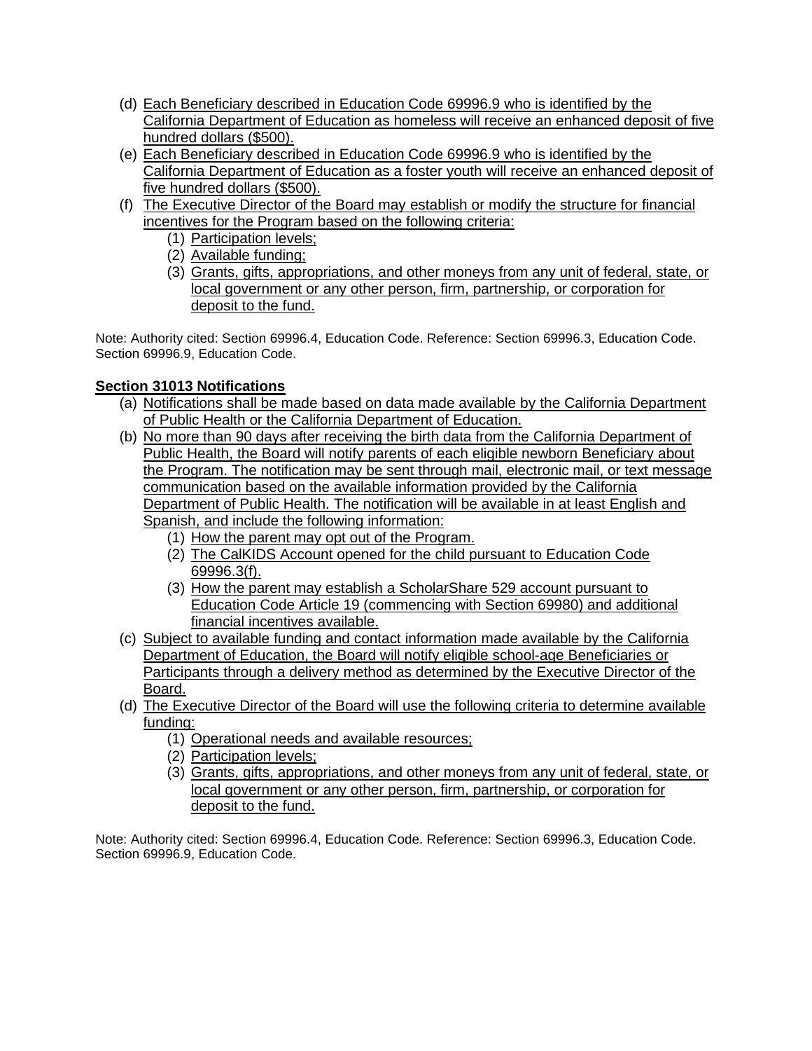(d) Each Beneficiary described in Education Code 69996.9 who is identified by the California Department of Education as homeless will receive an enhanced deposit of five hundred dollars ($500).

(e) Each Beneficiary described in Education Code 69996.9 who is identified by the California Department of Education as a foster youth will receive an enhanced deposit of five hundred dollars ($500).

(f) The Executive Director of the Board may establish or modify the structure for financial incentives for the Program based on the following criteria:

   (1) Participation levels;

   (2) Available funding;

   (3) Grants, gifts, appropriations, and other moneys from any unit of federal, state, or local government or any other person, firm, partnership, or corporation for deposit to the fund.

Note: Authority cited: Section 69996.4, Education Code. Reference: Section 69996.3, Education Code. Section 69996.9, Education Code.

**Section 31013 Notifications**

(a) Notifications shall be made based on data made available by the California Department of Public Health or the California Department of Education.

(b) No more than 90 days after receiving the birth data from the California Department of Public Health, the Board will notify parents of each eligible newborn Beneficiary about the Program. The notification may be sent through mail, electronic mail, or text message communication based on the available information provided by the California Department of Public Health. The notification will be available in at least English and Spanish, and include the following information:

   (1) How the parent may opt out of the Program.

   (2) The CalKIDS Account opened for the child pursuant to Education Code 69996.3(f).

   (3) How the parent may establish a ScholarShare 529 account pursuant to Education Code Article 19 (commencing with Section 69980) and additional financial incentives available.

(c) Subject to available funding and contact information made available by the California Department of Education, the Board will notify eligible school-age Beneficiaries or Participants through a delivery method as determined by the Executive Director of the Board.

(d) The Executive Director of the Board will use the following criteria to determine available funding:

   (1) Operational needs and available resources;

   (2) Participation levels;

   (3) Grants, gifts, appropriations, and other moneys from any unit of federal, state, or local government or any other person, firm, partnership, or corporation for deposit to the fund.

Note: Authority cited: Section 69996.4, Education Code. Reference: Section 69996.3, Education Code. Section 69996.9, Education Code.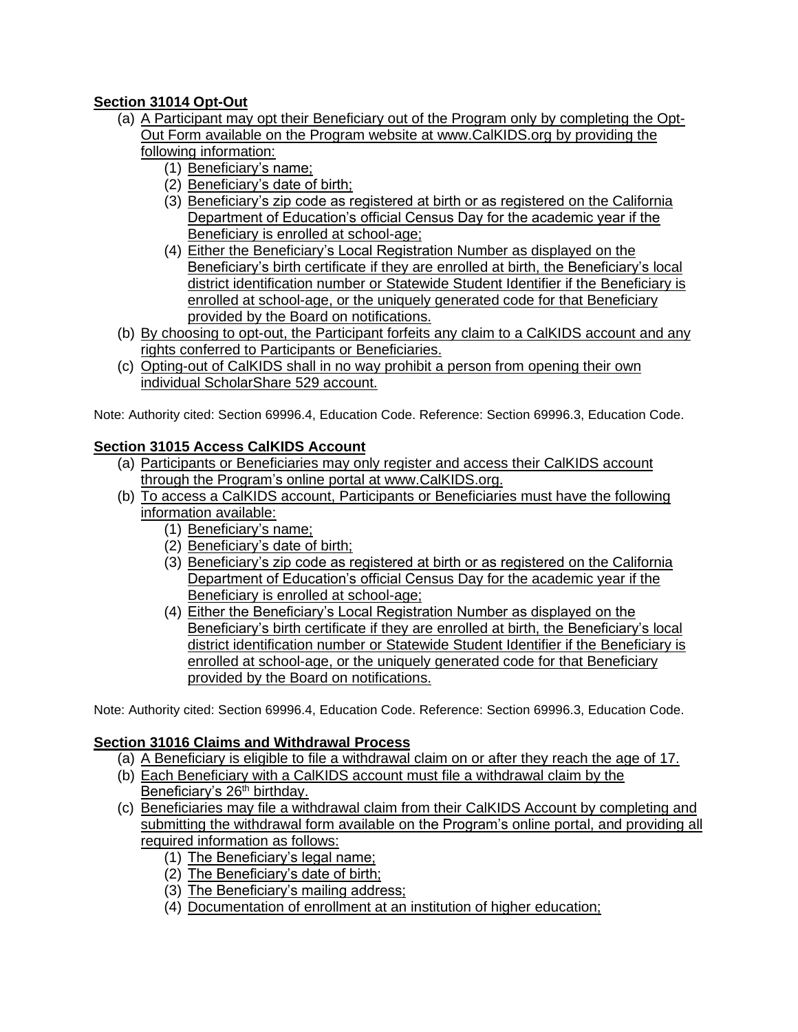**Section 31014 Opt-Out**

(a) A Participant may opt their Beneficiary out of the Program only by completing the Opt-Out Form available on the Program website at www.CalKIDS.org by providing the following information:

  (1) Beneficiary's name;
  (2) Beneficiary's date of birth;
  (3) Beneficiary's zip code as registered at birth or as registered on the California Department of Education's official Census Day for the academic year if the Beneficiary is enrolled at school-age;
  (4) Either the Beneficiary's Local Registration Number as displayed on the Beneficiary's birth certificate if they are enrolled at birth, the Beneficiary's local district identification number or Statewide Student Identifier if the Beneficiary is enrolled at school-age, or the uniquely generated code for that Beneficiary provided by the Board on notifications.

(b) By choosing to opt-out, the Participant forfeits any claim to a CalKIDS account and any rights conferred to Participants or Beneficiaries.

(c) Opting-out of CalKIDS shall in no way prohibit a person from opening their own individual ScholarShare 529 account.

Note: Authority cited: Section 69996.4, Education Code. Reference: Section 69996.3, Education Code.

**Section 31015 Access CalKIDS Account**

(a) Participants or Beneficiaries may only register and access their CalKIDS account through the Program's online portal at www.CalKIDS.org.

(b) To access a CalKIDS account, Participants or Beneficiaries must have the following information available:

  (1) Beneficiary's name;
  (2) Beneficiary's date of birth;
  (3) Beneficiary's zip code as registered at birth or as registered on the California Department of Education's official Census Day for the academic year if the Beneficiary is enrolled at school-age;
  (4) Either the Beneficiary's Local Registration Number as displayed on the Beneficiary's birth certificate if they are enrolled at birth, the Beneficiary's local district identification number or Statewide Student Identifier if the Beneficiary is enrolled at school-age, or the uniquely generated code for that Beneficiary provided by the Board on notifications.

Note: Authority cited: Section 69996.4, Education Code. Reference: Section 69996.3, Education Code.

**Section 31016 Claims and Withdrawal Process**

(a) A Beneficiary is eligible to file a withdrawal claim on or after they reach the age of 17.

(b) Each Beneficiary with a CalKIDS account must file a withdrawal claim by the Beneficiary's 26th birthday.

(c) Beneficiaries may file a withdrawal claim from their CalKIDS Account by completing and submitting the withdrawal form available on the Program's online portal, and providing all required information as follows:

  (1) The Beneficiary's legal name;
  (2) The Beneficiary's date of birth;
  (3) The Beneficiary's mailing address;
  (4) Documentation of enrollment at an institution of higher education;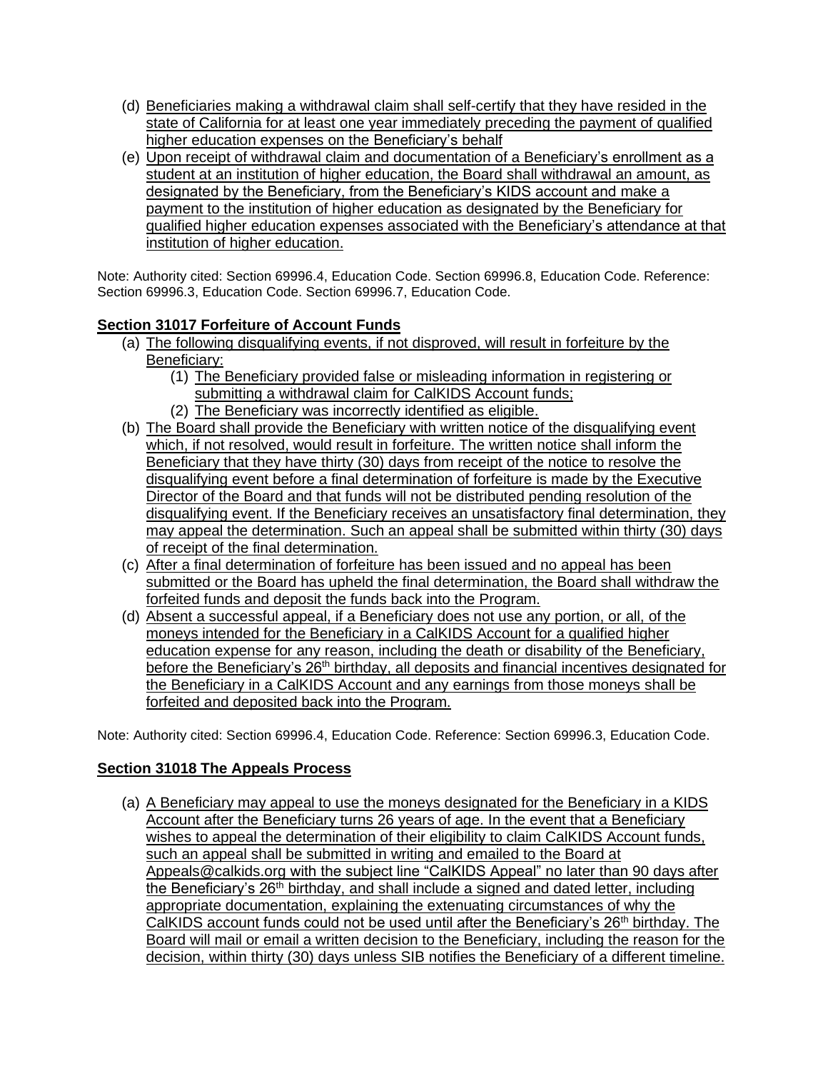(d) Beneficiaries making a withdrawal claim shall self-certify that they have resided in the state of California for at least one year immediately preceding the payment of qualified higher education expenses on the Beneficiary's behalf

(e) Upon receipt of withdrawal claim and documentation of a Beneficiary's enrollment as a student at an institution of higher education, the Board shall withdrawal an amount, as designated by the Beneficiary, from the Beneficiary's KIDS account and make a payment to the institution of higher education as designated by the Beneficiary for qualified higher education expenses associated with the Beneficiary's attendance at that institution of higher education.

Note: Authority cited: Section 69996.4, Education Code. Section 69996.8, Education Code. Reference: Section 69996.3, Education Code. Section 69996.7, Education Code.

## Section 31017 Forfeiture of Account Funds

(a) The following disqualifying events, if not disproved, will result in forfeiture by the Beneficiary:

  (1) The Beneficiary provided false or misleading information in registering or submitting a withdrawal claim for CalKIDS Account funds;

  (2) The Beneficiary was incorrectly identified as eligible.

(b) The Board shall provide the Beneficiary with written notice of the disqualifying event which, if not resolved, would result in forfeiture. The written notice shall inform the Beneficiary that they have thirty (30) days from receipt of the notice to resolve the disqualifying event before a final determination of forfeiture is made by the Executive Director of the Board and that funds will not be distributed pending resolution of the disqualifying event. If the Beneficiary receives an unsatisfactory final determination, they may appeal the determination. Such an appeal shall be submitted within thirty (30) days of receipt of the final determination.

(c) After a final determination of forfeiture has been issued and no appeal has been submitted or the Board has upheld the final determination, the Board shall withdraw the forfeited funds and deposit the funds back into the Program.

(d) Absent a successful appeal, if a Beneficiary does not use any portion, or all, of the moneys intended for the Beneficiary in a CalKIDS Account for a qualified higher education expense for any reason, including the death or disability of the Beneficiary, before the Beneficiary's 26th birthday, all deposits and financial incentives designated for the Beneficiary in a CalKIDS Account and any earnings from those moneys shall be forfeited and deposited back into the Program.

Note: Authority cited: Section 69996.4, Education Code. Reference: Section 69996.3, Education Code.

## Section 31018 The Appeals Process

(a) A Beneficiary may appeal to use the moneys designated for the Beneficiary in a KIDS Account after the Beneficiary turns 26 years of age. In the event that a Beneficiary wishes to appeal the determination of their eligibility to claim CalKIDS Account funds, such an appeal shall be submitted in writing and emailed to the Board at Appeals@calkids.org with the subject line "CalKIDS Appeal" no later than 90 days after the Beneficiary's 26th birthday, and shall include a signed and dated letter, including appropriate documentation, explaining the extenuating circumstances of why the CalKIDS account funds could not be used until after the Beneficiary's 26th birthday. The Board will mail or email a written decision to the Beneficiary, including the reason for the decision, within thirty (30) days unless SIB notifies the Beneficiary of a different timeline.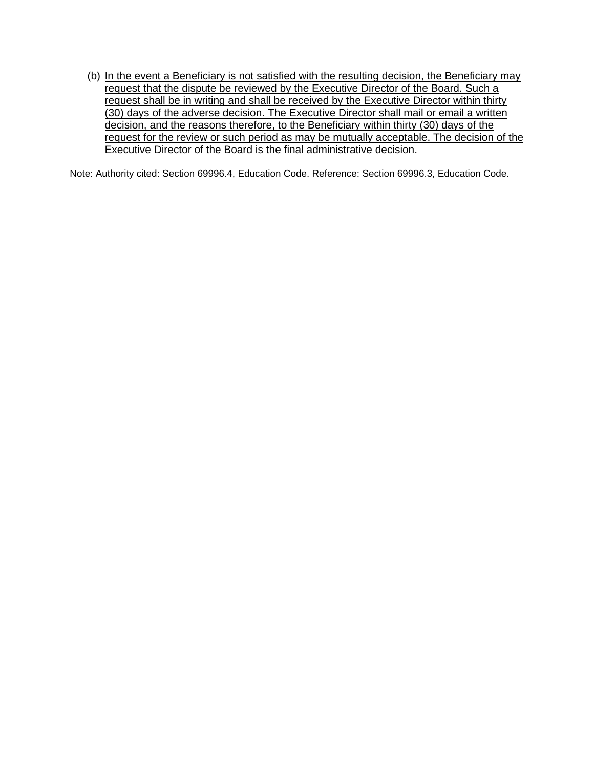(b) <u>In the event a Beneficiary is not satisfied with the resulting decision, the Beneficiary may request that the dispute be reviewed by the Executive Director of the Board. Such a request shall be in writing and shall be received by the Executive Director within thirty (30) days of the adverse decision. The Executive Director shall mail or email a written decision, and the reasons therefore, to the Beneficiary within thirty (30) days of the request for the review or such period as may be mutually acceptable. The decision of the Executive Director of the Board is the final administrative decision.</u>

Note: Authority cited: Section 69996.4, Education Code. Reference: Section 69996.3, Education Code.